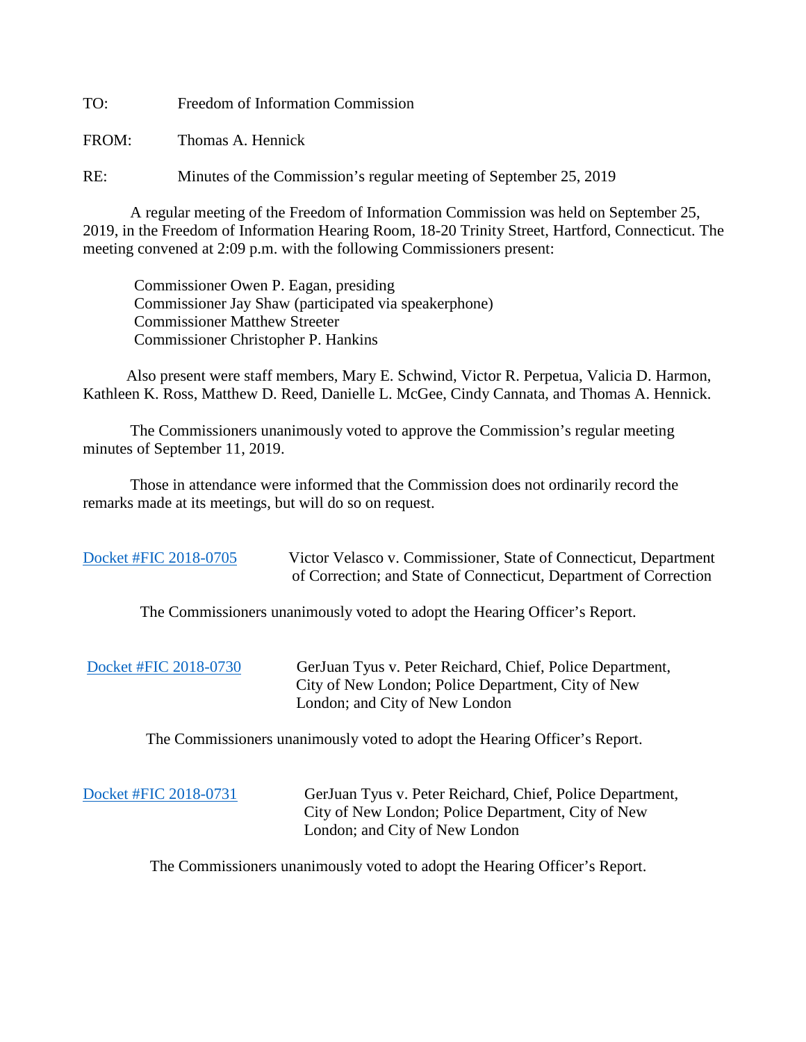TO: Freedom of Information Commission

FROM: Thomas A. Hennick

RE: Minutes of the Commission's regular meeting of September 25, 2019

A regular meeting of the Freedom of Information Commission was held on September 25, 2019, in the Freedom of Information Hearing Room, 18-20 Trinity Street, Hartford, Connecticut. The meeting convened at 2:09 p.m. with the following Commissioners present:

Commissioner Owen P. Eagan, presiding
Commissioner Jay Shaw (participated via speakerphone)
Commissioner Matthew Streeter
Commissioner Christopher P. Hankins

Also present were staff members, Mary E. Schwind, Victor R. Perpetua, Valicia D. Harmon, Kathleen K. Ross, Matthew D. Reed, Danielle L. McGee, Cindy Cannata, and Thomas A. Hennick.

The Commissioners unanimously voted to approve the Commission's regular meeting minutes of September 11, 2019.

Those in attendance were informed that the Commission does not ordinarily record the remarks made at its meetings, but will do so on request.

Docket #FIC 2018-0705 Victor Velasco v. Commissioner, State of Connecticut, Department of Correction; and State of Connecticut, Department of Correction

The Commissioners unanimously voted to adopt the Hearing Officer's Report.

Docket #FIC 2018-0730 GerJuan Tyus v. Peter Reichard, Chief, Police Department, City of New London; Police Department, City of New London; and City of New London

The Commissioners unanimously voted to adopt the Hearing Officer's Report.

Docket #FIC 2018-0731 GerJuan Tyus v. Peter Reichard, Chief, Police Department, City of New London; Police Department, City of New London; and City of New London

The Commissioners unanimously voted to adopt the Hearing Officer's Report.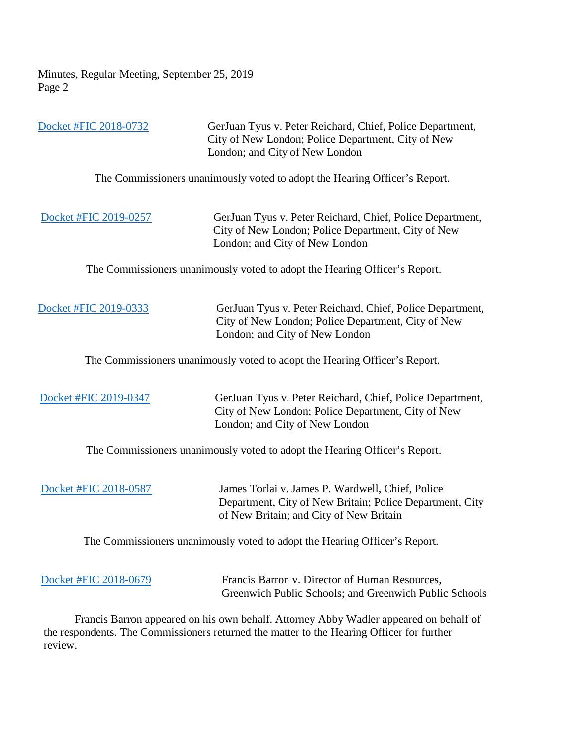Docket #FIC 2018-0732 GerJuan Tyus v. Peter Reichard, Chief, Police Department, City of New London; Police Department, City of New London; and City of New London

The Commissioners unanimously voted to adopt the Hearing Officer's Report.

Docket #FIC 2019-0257 GerJuan Tyus v. Peter Reichard, Chief, Police Department, City of New London; Police Department, City of New London; and City of New London

The Commissioners unanimously voted to adopt the Hearing Officer's Report.

Docket #FIC 2019-0333 GerJuan Tyus v. Peter Reichard, Chief, Police Department, City of New London; Police Department, City of New London; and City of New London

The Commissioners unanimously voted to adopt the Hearing Officer's Report.

Docket #FIC 2019-0347 GerJuan Tyus v. Peter Reichard, Chief, Police Department, City of New London; Police Department, City of New London; and City of New London

The Commissioners unanimously voted to adopt the Hearing Officer's Report.

Docket #FIC 2018-0587 James Torlai v. James P. Wardwell, Chief, Police Department, City of New Britain; Police Department, City of New Britain; and City of New Britain

The Commissioners unanimously voted to adopt the Hearing Officer's Report.

Docket #FIC 2018-0679 Francis Barron v. Director of Human Resources, Greenwich Public Schools; and Greenwich Public Schools

Francis Barron appeared on his own behalf. Attorney Abby Wadler appeared on behalf of the respondents. The Commissioners returned the matter to the Hearing Officer for further review.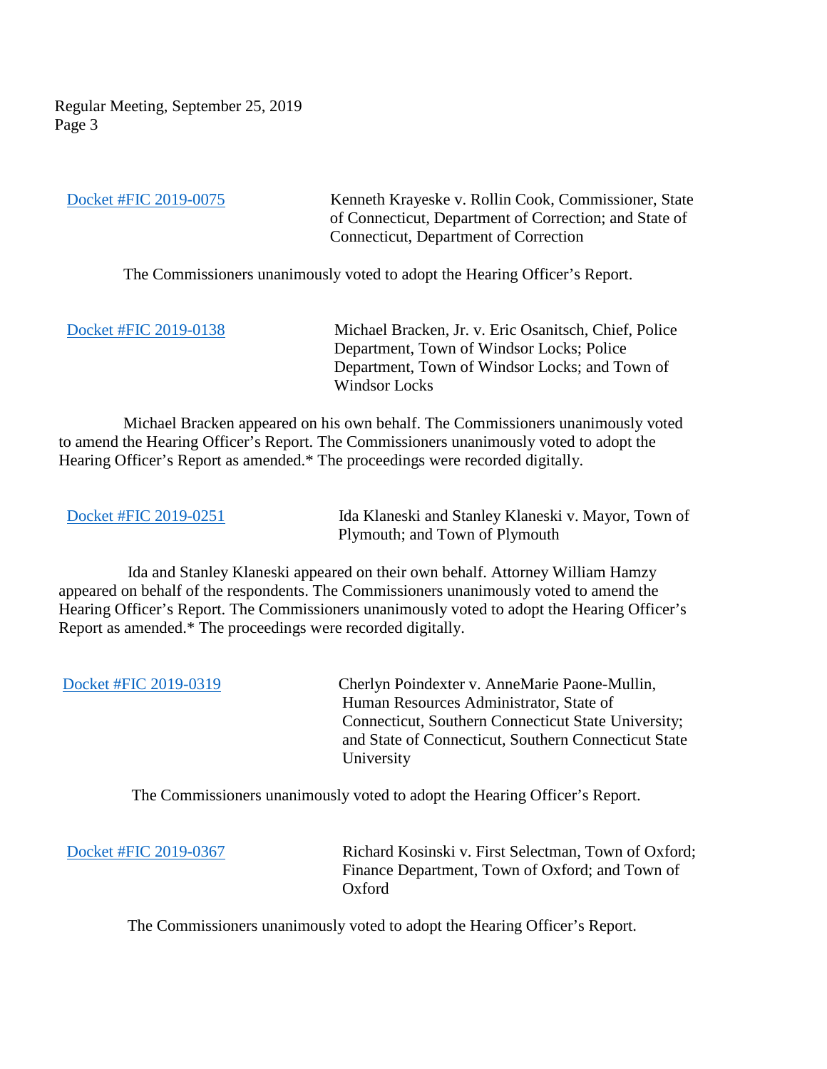Docket #FIC 2019-0075 — Kenneth Krayeske v. Rollin Cook, Commissioner, State of Connecticut, Department of Correction; and State of Connecticut, Department of Correction

The Commissioners unanimously voted to adopt the Hearing Officer's Report.

Docket #FIC 2019-0138 — Michael Bracken, Jr. v. Eric Osanitsch, Chief, Police Department, Town of Windsor Locks; Police Department, Town of Windsor Locks; and Town of Windsor Locks

Michael Bracken appeared on his own behalf. The Commissioners unanimously voted to amend the Hearing Officer's Report. The Commissioners unanimously voted to adopt the Hearing Officer's Report as amended.* The proceedings were recorded digitally.

Docket #FIC 2019-0251 — Ida Klaneski and Stanley Klaneski v. Mayor, Town of Plymouth; and Town of Plymouth

Ida and Stanley Klaneski appeared on their own behalf. Attorney William Hamzy appeared on behalf of the respondents. The Commissioners unanimously voted to amend the Hearing Officer's Report. The Commissioners unanimously voted to adopt the Hearing Officer's Report as amended.* The proceedings were recorded digitally.

Docket #FIC 2019-0319 — Cherlyn Poindexter v. AnneMarie Paone-Mullin, Human Resources Administrator, State of Connecticut, Southern Connecticut State University; and State of Connecticut, Southern Connecticut State University

The Commissioners unanimously voted to adopt the Hearing Officer's Report.

Docket #FIC 2019-0367 — Richard Kosinski v. First Selectman, Town of Oxford; Finance Department, Town of Oxford; and Town of Oxford

The Commissioners unanimously voted to adopt the Hearing Officer's Report.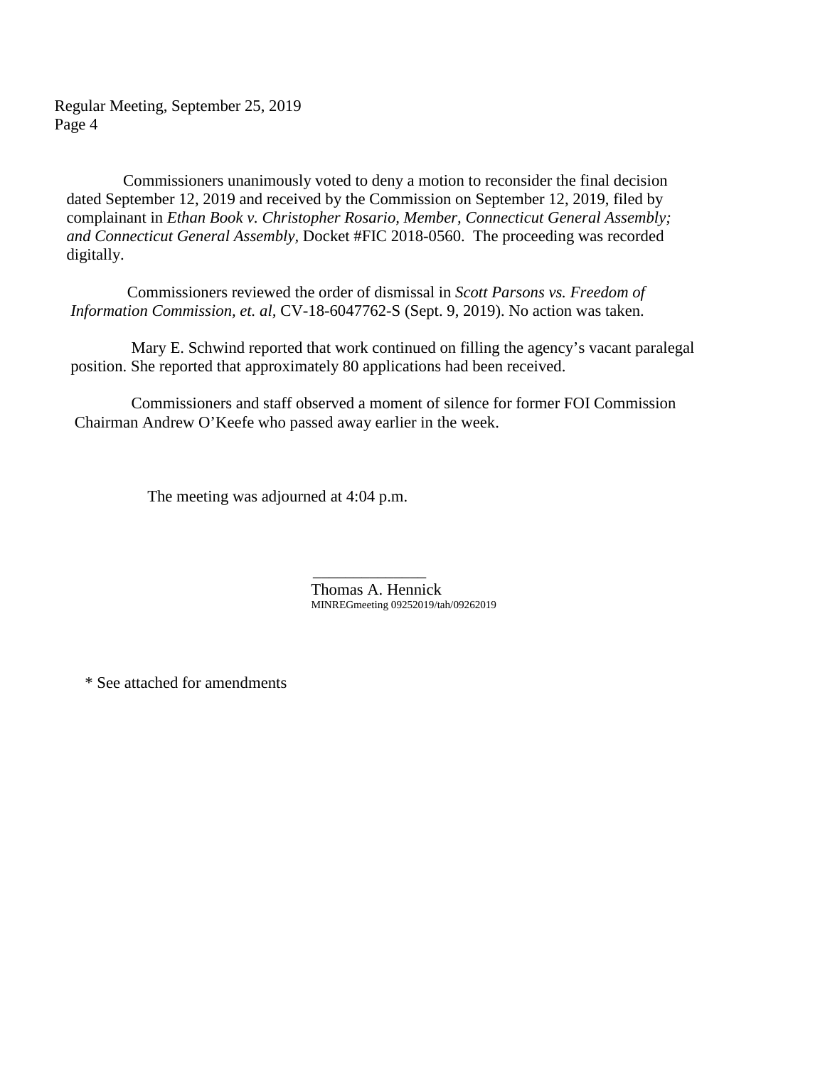Commissioners unanimously voted to deny a motion to reconsider the final decision dated September 12, 2019 and received by the Commission on September 12, 2019, filed by complainant in *Ethan Book v. Christopher Rosario, Member, Connecticut General Assembly; and Connecticut General Assembly,* Docket #FIC 2018-0560. The proceeding was recorded digitally.

Commissioners reviewed the order of dismissal in *Scott Parsons vs. Freedom of Information Commission, et. al,* CV-18-6047762-S (Sept. 9, 2019). No action was taken.

Mary E. Schwind reported that work continued on filling the agency's vacant paralegal position. She reported that approximately 80 applications had been received.

Commissioners and staff observed a moment of silence for former FOI Commission Chairman Andrew O'Keefe who passed away earlier in the week.

The meeting was adjourned at 4:04 p.m.

\_\_\_\_\_\_\_\_\_\_\_\_\_\_

Thomas A. Hennick

MINREGmeeting 09252019/tah/09262019

\* See attached for amendments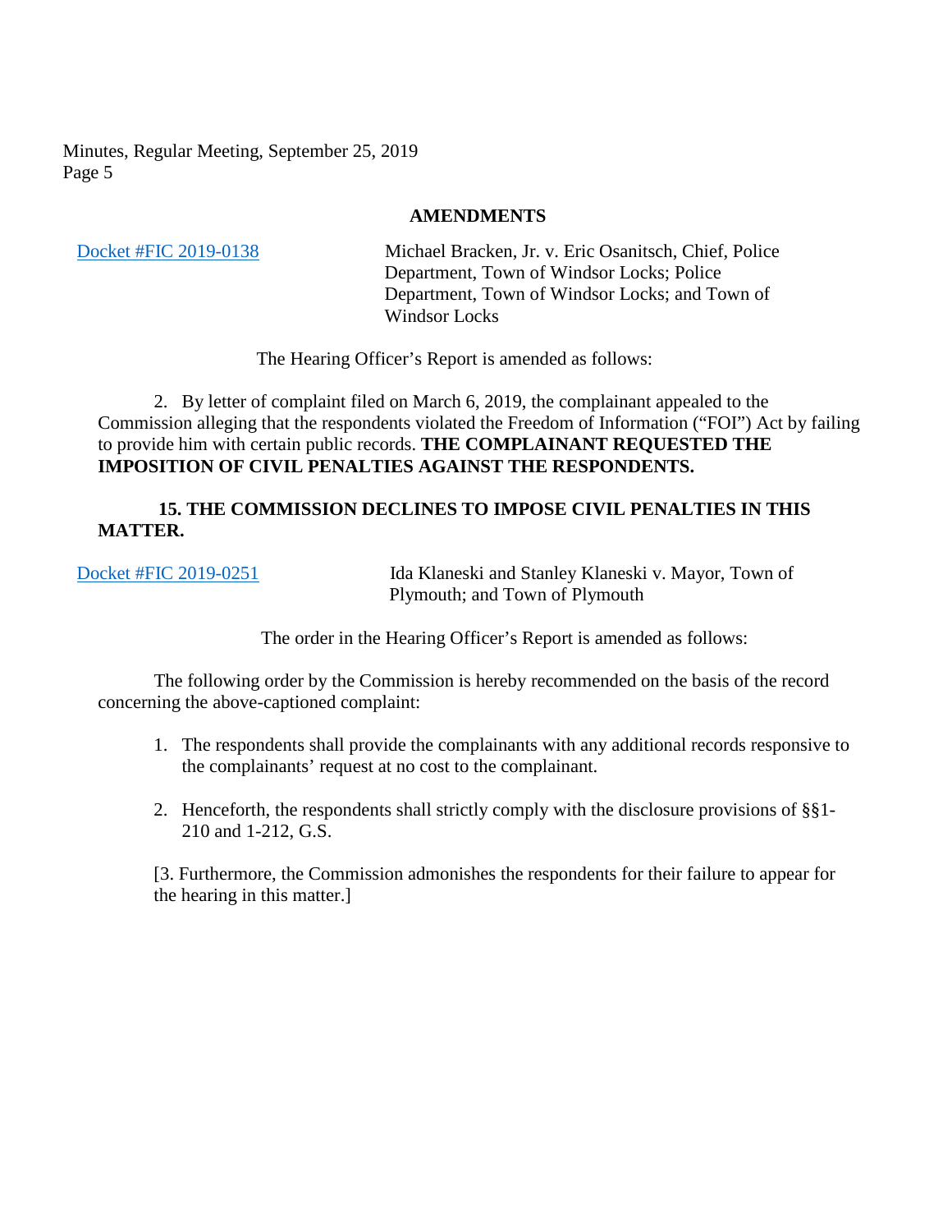Minutes, Regular Meeting, September 25, 2019

## AMENDMENTS

Docket #FIC 2019-0138 — Michael Bracken, Jr. v. Eric Osanitsch, Chief, Police Department, Town of Windsor Locks; Police Department, Town of Windsor Locks; and Town of Windsor Locks

The Hearing Officer's Report is amended as follows:

2. By letter of complaint filed on March 6, 2019, the complainant appealed to the Commission alleging that the respondents violated the Freedom of Information ("FOI") Act by failing to provide him with certain public records. **THE COMPLAINANT REQUESTED THE IMPOSITION OF CIVIL PENALTIES AGAINST THE RESPONDENTS.**

**15. THE COMMISSION DECLINES TO IMPOSE CIVIL PENALTIES IN THIS MATTER.**

Docket #FIC 2019-0251 — Ida Klaneski and Stanley Klaneski v. Mayor, Town of Plymouth; and Town of Plymouth

The order in the Hearing Officer's Report is amended as follows:

The following order by the Commission is hereby recommended on the basis of the record concerning the above-captioned complaint:

1. The respondents shall provide the complainants with any additional records responsive to the complainants' request at no cost to the complainant.

2. Henceforth, the respondents shall strictly comply with the disclosure provisions of §§1-210 and 1-212, G.S.

[3. Furthermore, the Commission admonishes the respondents for their failure to appear for the hearing in this matter.]